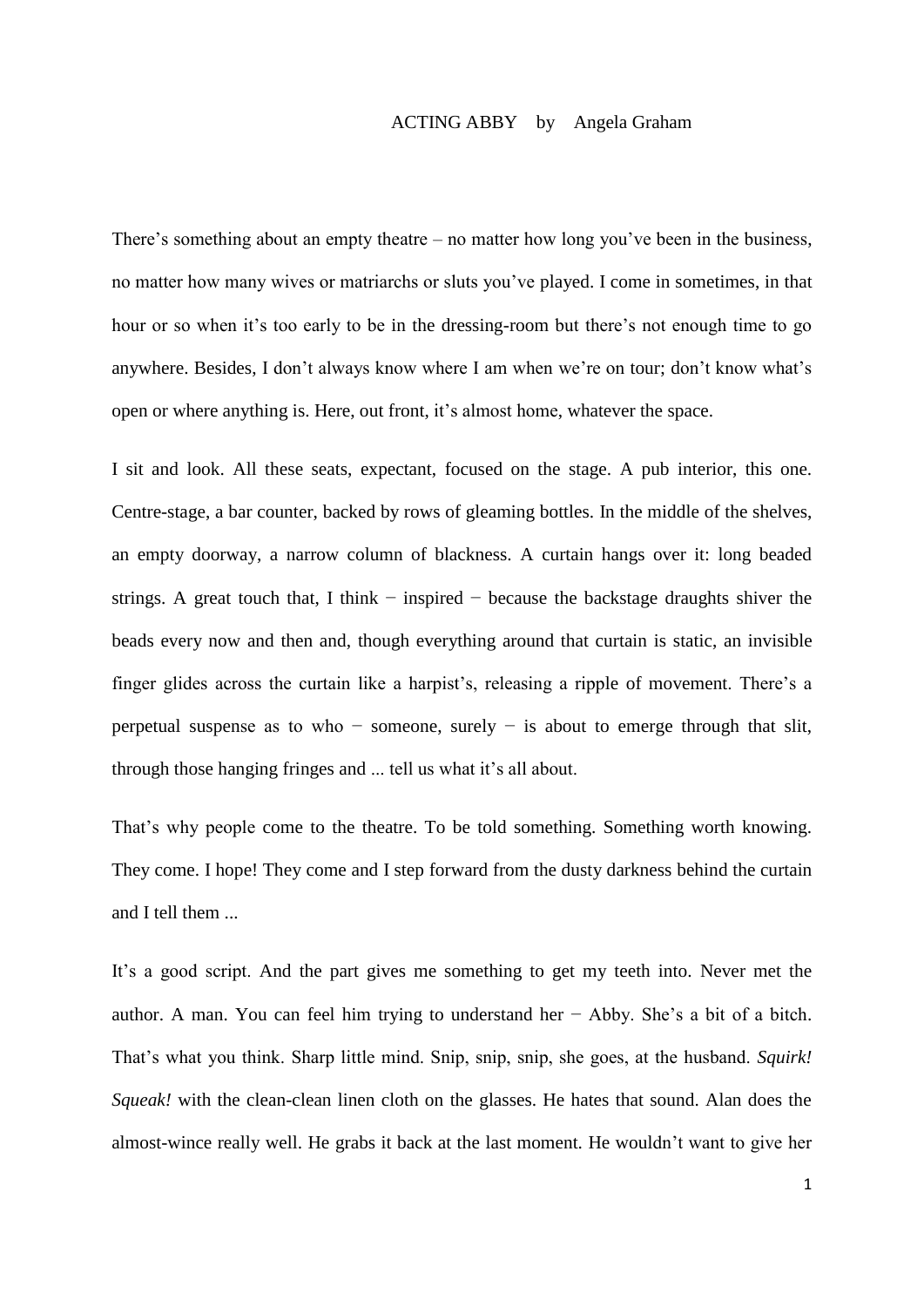# ACTING ABBY by Angela Graham

There's something about an empty theatre – no matter how long you've been in the business, no matter how many wives or matriarchs or sluts you've played. I come in sometimes, in that hour or so when it's too early to be in the dressing-room but there's not enough time to go anywhere. Besides, I don't always know where I am when we're on tour; don't know what's open or where anything is. Here, out front, it's almost home, whatever the space.

I sit and look. All these seats, expectant, focused on the stage. A pub interior, this one. Centre-stage, a bar counter, backed by rows of gleaming bottles. In the middle of the shelves, an empty doorway, a narrow column of blackness. A curtain hangs over it: long beaded strings. A great touch that, I think − inspired − because the backstage draughts shiver the beads every now and then and, though everything around that curtain is static, an invisible finger glides across the curtain like a harpist's, releasing a ripple of movement. There's a perpetual suspense as to who − someone, surely − is about to emerge through that slit, through those hanging fringes and ... tell us what it's all about.

That's why people come to the theatre. To be told something. Something worth knowing. They come. I hope! They come and I step forward from the dusty darkness behind the curtain and I tell them ...

It's a good script. And the part gives me something to get my teeth into. Never met the author. A man. You can feel him trying to understand her − Abby. She's a bit of a bitch. That's what you think. Sharp little mind. Snip, snip, snip, she goes, at the husband. *Squirk! Squeak!* with the clean-clean linen cloth on the glasses. He hates that sound. Alan does the almost-wince really well. He grabs it back at the last moment. He wouldn't want to give her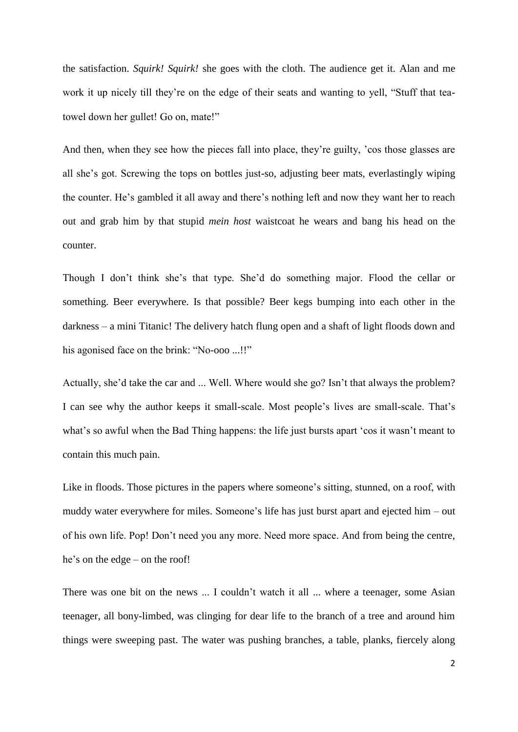the satisfaction. *Squirk! Squirk!* she goes with the cloth. The audience get it. Alan and me work it up nicely till they're on the edge of their seats and wanting to yell, "Stuff that tea-towel down her gullet! Go on, mate!"

And then, when they see how the pieces fall into place, they're guilty, 'cos those glasses are all she's got. Screwing the tops on bottles just-so, adjusting beer mats, everlastingly wiping the counter. He's gambled it all away and there's nothing left and now they want her to reach out and grab him by that stupid *mein host* waistcoat he wears and bang his head on the counter.

Though I don't think she's that type. She'd do something major. Flood the cellar or something. Beer everywhere. Is that possible? Beer kegs bumping into each other in the darkness – a mini Titanic! The delivery hatch flung open and a shaft of light floods down and his agonised face on the brink: "No-ooo ...!!"

Actually, she'd take the car and ... Well. Where would she go? Isn't that always the problem? I can see why the author keeps it small-scale. Most people's lives are small-scale. That's what's so awful when the Bad Thing happens: the life just bursts apart 'cos it wasn't meant to contain this much pain.

Like in floods. Those pictures in the papers where someone's sitting, stunned, on a roof, with muddy water everywhere for miles. Someone's life has just burst apart and ejected him – out of his own life. Pop! Don't need you any more. Need more space. And from being the centre, he's on the edge – on the roof!

There was one bit on the news ... I couldn't watch it all ... where a teenager, some Asian teenager, all bony-limbed, was clinging for dear life to the branch of a tree and around him things were sweeping past. The water was pushing branches, a table, planks, fiercely along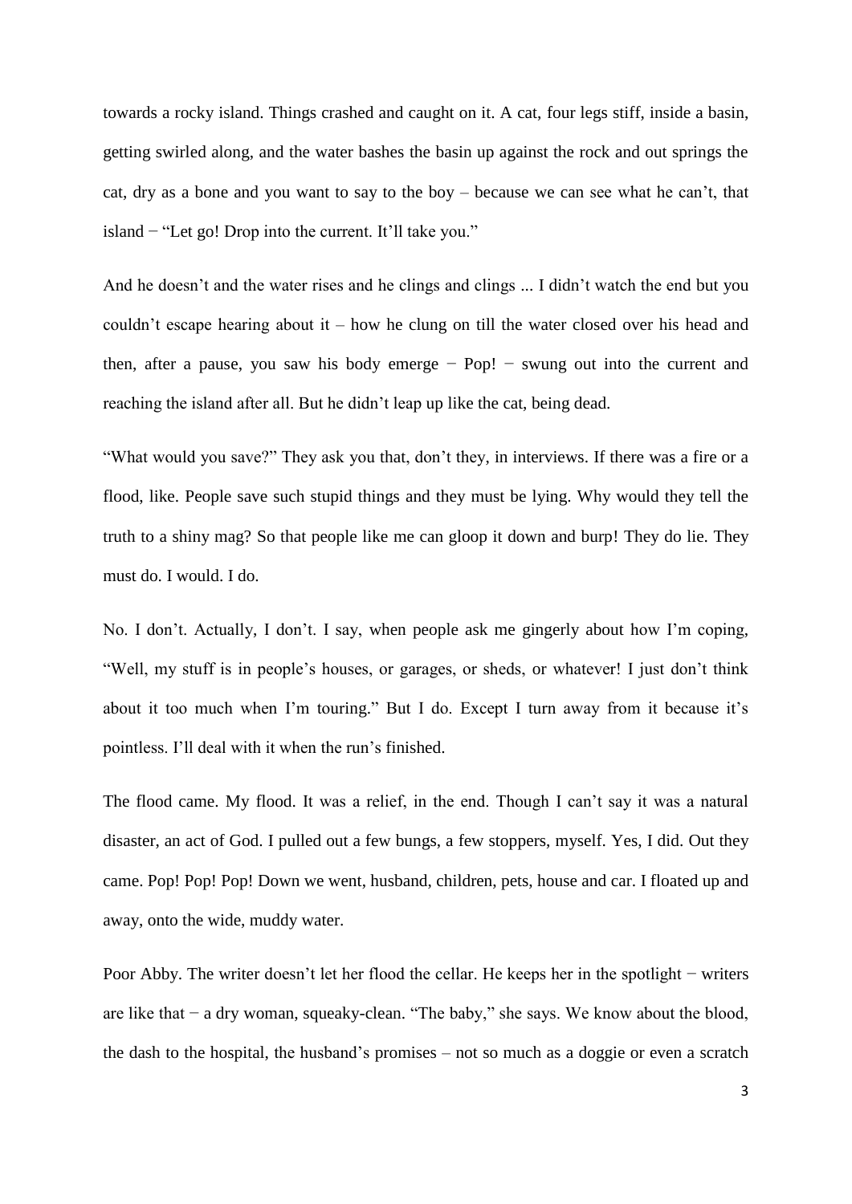towards a rocky island. Things crashed and caught on it. A cat, four legs stiff, inside a basin, getting swirled along, and the water bashes the basin up against the rock and out springs the cat, dry as a bone and you want to say to the boy – because we can see what he can't, that island − "Let go! Drop into the current. It'll take you."

And he doesn't and the water rises and he clings and clings ... I didn't watch the end but you couldn't escape hearing about it – how he clung on till the water closed over his head and then, after a pause, you saw his body emerge − Pop! − swung out into the current and reaching the island after all. But he didn't leap up like the cat, being dead.

"What would you save?" They ask you that, don't they, in interviews. If there was a fire or a flood, like. People save such stupid things and they must be lying. Why would they tell the truth to a shiny mag? So that people like me can gloop it down and burp! They do lie. They must do. I would. I do.

No. I don't. Actually, I don't. I say, when people ask me gingerly about how I'm coping, "Well, my stuff is in people's houses, or garages, or sheds, or whatever! I just don't think about it too much when I'm touring." But I do. Except I turn away from it because it's pointless. I'll deal with it when the run's finished.

The flood came. My flood. It was a relief, in the end. Though I can't say it was a natural disaster, an act of God. I pulled out a few bungs, a few stoppers, myself. Yes, I did. Out they came. Pop! Pop! Pop! Down we went, husband, children, pets, house and car. I floated up and away, onto the wide, muddy water.

Poor Abby. The writer doesn't let her flood the cellar. He keeps her in the spotlight − writers are like that − a dry woman, squeaky-clean. "The baby," she says. We know about the blood, the dash to the hospital, the husband's promises – not so much as a doggie or even a scratch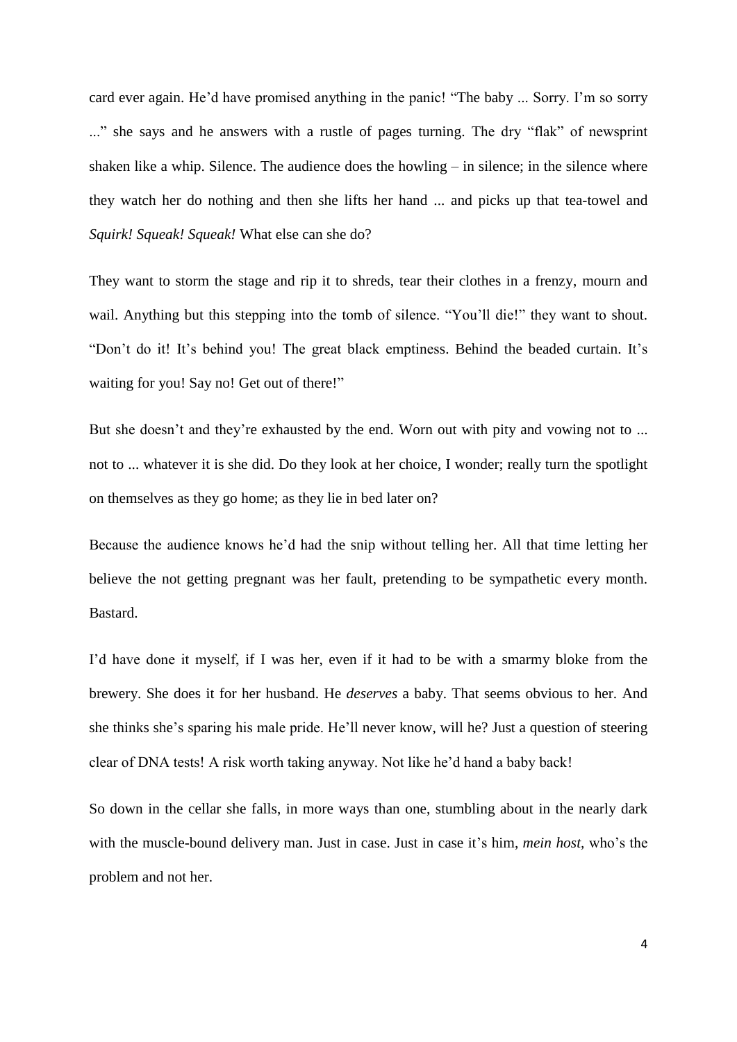card ever again. He'd have promised anything in the panic! "The baby ... Sorry. I'm so sorry ..." she says and he answers with a rustle of pages turning. The dry "flak" of newsprint shaken like a whip. Silence. The audience does the howling – in silence; in the silence where they watch her do nothing and then she lifts her hand ... and picks up that tea-towel and *Squirk! Squeak! Squeak!* What else can she do?

They want to storm the stage and rip it to shreds, tear their clothes in a frenzy, mourn and wail. Anything but this stepping into the tomb of silence. "You'll die!" they want to shout. "Don't do it! It's behind you! The great black emptiness. Behind the beaded curtain. It's waiting for you! Say no! Get out of there!"

But she doesn't and they're exhausted by the end. Worn out with pity and vowing not to ... not to ... whatever it is she did. Do they look at her choice, I wonder; really turn the spotlight on themselves as they go home; as they lie in bed later on?

Because the audience knows he'd had the snip without telling her. All that time letting her believe the not getting pregnant was her fault, pretending to be sympathetic every month. Bastard.

I'd have done it myself, if I was her, even if it had to be with a smarmy bloke from the brewery. She does it for her husband. He *deserves* a baby. That seems obvious to her. And she thinks she's sparing his male pride. He'll never know, will he? Just a question of steering clear of DNA tests! A risk worth taking anyway. Not like he'd hand a baby back!

So down in the cellar she falls, in more ways than one, stumbling about in the nearly dark with the muscle-bound delivery man. Just in case. Just in case it's him, *mein host*, who's the problem and not her.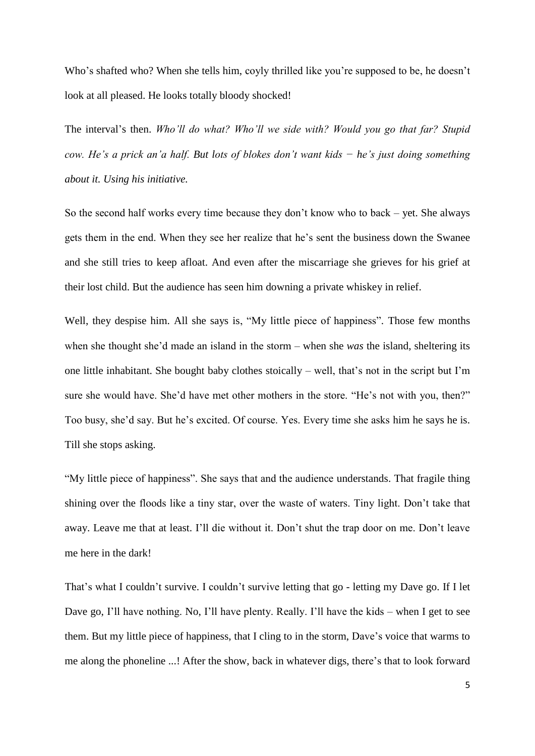Who's shafted who? When she tells him, coyly thrilled like you're supposed to be, he doesn't look at all pleased. He looks totally bloody shocked!

The interval's then. *Who'll do what? Who'll we side with? Would you go that far? Stupid cow. He's a prick an'a half. But lots of blokes don't want kids − he's just doing something about it. Using his initiative.*

So the second half works every time because they don't know who to back – yet. She always gets them in the end. When they see her realize that he's sent the business down the Swanee and she still tries to keep afloat. And even after the miscarriage she grieves for his grief at their lost child. But the audience has seen him downing a private whiskey in relief.

Well, they despise him. All she says is, "My little piece of happiness". Those few months when she thought she'd made an island in the storm – when she *was* the island, sheltering its one little inhabitant. She bought baby clothes stoically – well, that's not in the script but I'm sure she would have. She'd have met other mothers in the store. "He's not with you, then?" Too busy, she'd say. But he's excited. Of course. Yes. Every time she asks him he says he is. Till she stops asking.

"My little piece of happiness". She says that and the audience understands. That fragile thing shining over the floods like a tiny star, over the waste of waters. Tiny light. Don't take that away. Leave me that at least. I'll die without it. Don't shut the trap door on me. Don't leave me here in the dark!

That's what I couldn't survive. I couldn't survive letting that go - letting my Dave go. If I let Dave go, I'll have nothing. No, I'll have plenty. Really. I'll have the kids – when I get to see them. But my little piece of happiness, that I cling to in the storm, Dave's voice that warms to me along the phoneline ...! After the show, back in whatever digs, there's that to look forward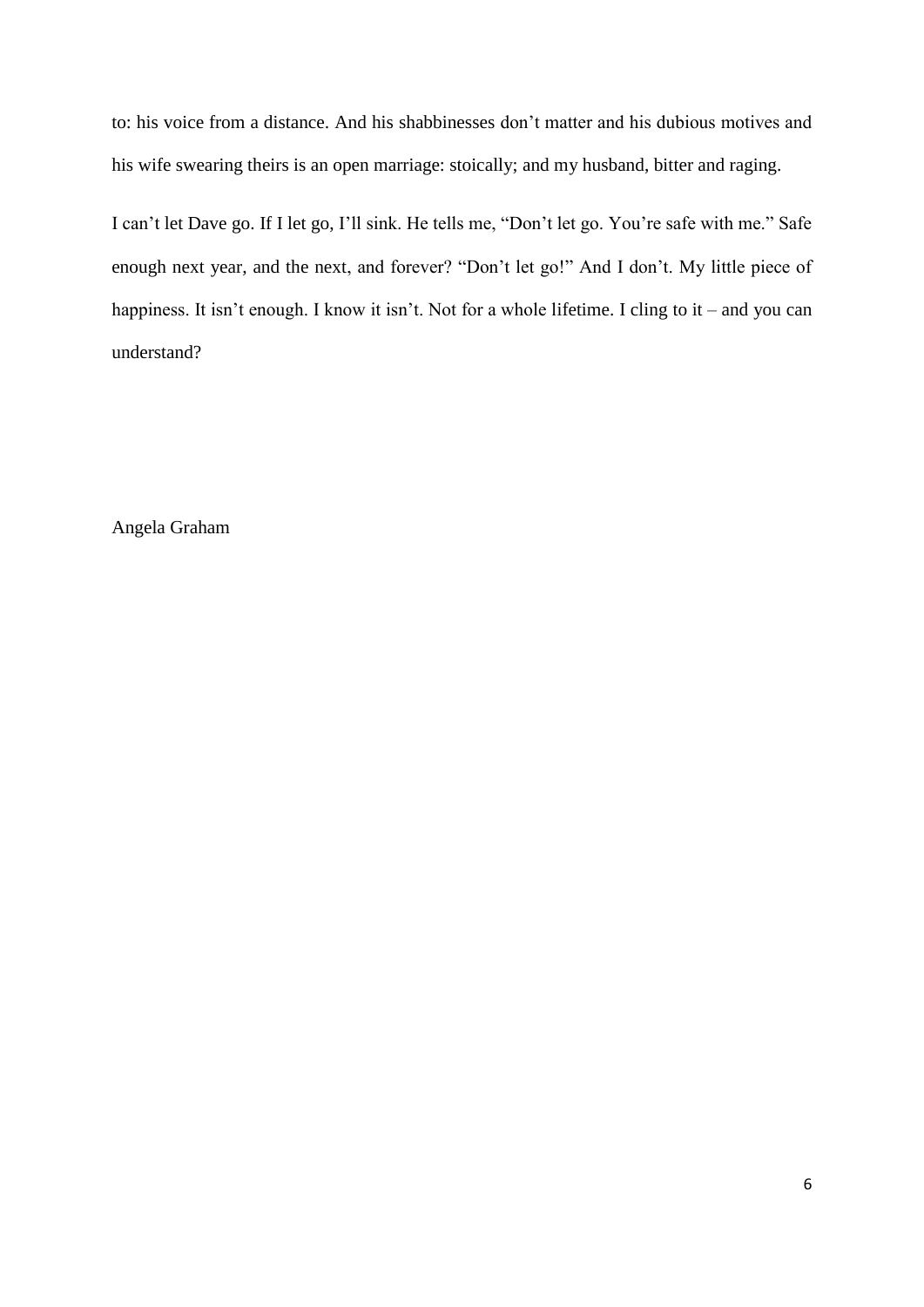to: his voice from a distance. And his shabbinesses don't matter and his dubious motives and his wife swearing theirs is an open marriage: stoically; and my husband, bitter and raging.

I can't let Dave go. If I let go, I'll sink. He tells me, "Don't let go. You're safe with me." Safe enough next year, and the next, and forever? "Don't let go!" And I don't. My little piece of happiness. It isn't enough. I know it isn't. Not for a whole lifetime. I cling to it – and you can understand?

Angela Graham